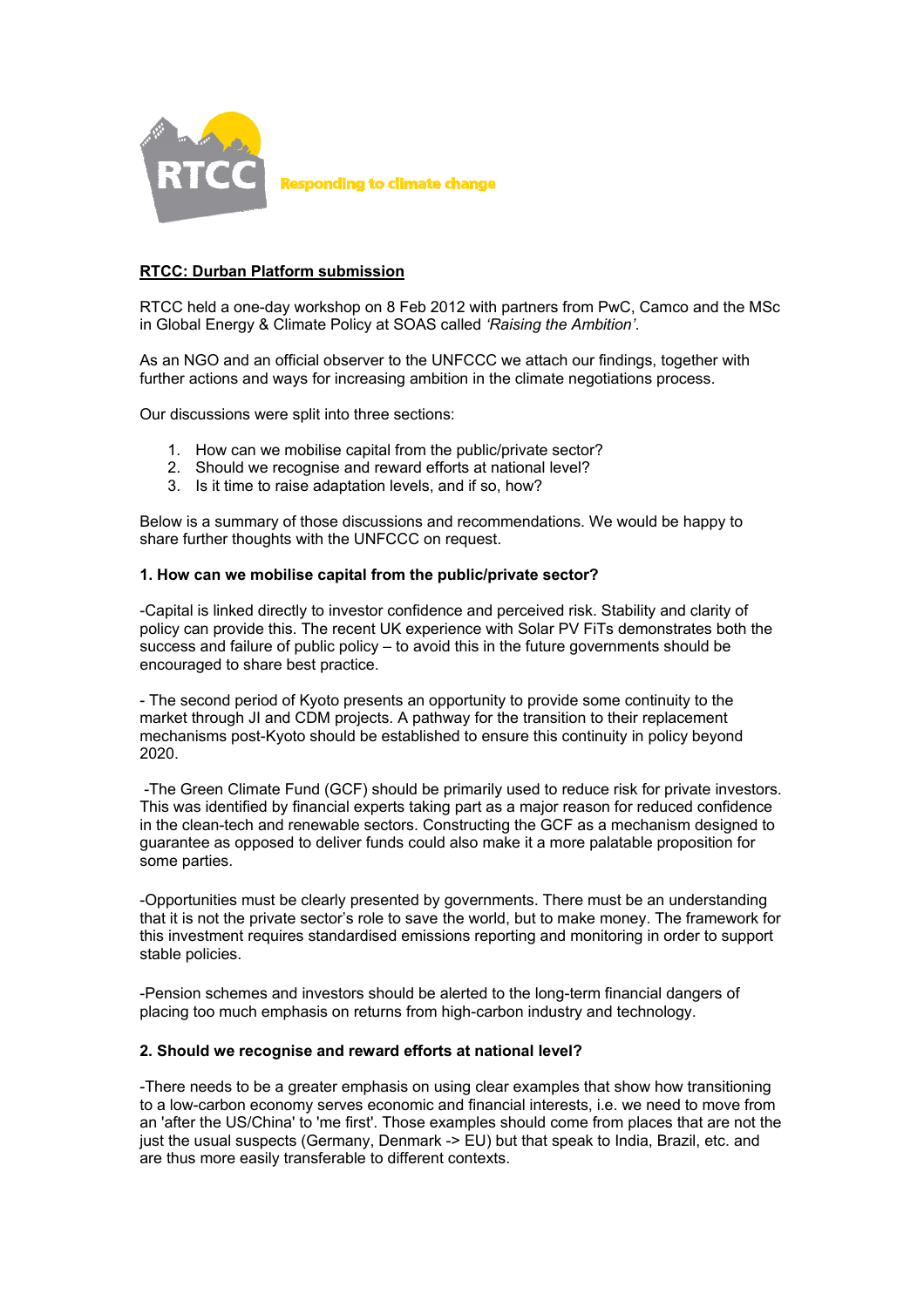RTCC Responding to climate change

## RTCC: Durban Platform submission

RTCC held a one-day workshop on 8 Feb 2012 with partners from PwC, Camco and the MSc in Global Energy & Climate Policy at SOAS called *'Raising the Ambition'*.

As an NGO and an official observer to the UNFCCC we attach our findings, together with further actions and ways for increasing ambition in the climate negotiations process.

Our discussions were split into three sections:

1. How can we mobilise capital from the public/private sector?
2. Should we recognise and reward efforts at national level?
3. Is it time to raise adaptation levels, and if so, how?

Below is a summary of those discussions and recommendations. We would be happy to share further thoughts with the UNFCCC on request.

### 1. How can we mobilise capital from the public/private sector?

-Capital is linked directly to investor confidence and perceived risk. Stability and clarity of policy can provide this. The recent UK experience with Solar PV FiTs demonstrates both the success and failure of public policy – to avoid this in the future governments should be encouraged to share best practice.

- The second period of Kyoto presents an opportunity to provide some continuity to the market through JI and CDM projects. A pathway for the transition to their replacement mechanisms post-Kyoto should be established to ensure this continuity in policy beyond 2020.

-The Green Climate Fund (GCF) should be primarily used to reduce risk for private investors. This was identified by financial experts taking part as a major reason for reduced confidence in the clean-tech and renewable sectors. Constructing the GCF as a mechanism designed to guarantee as opposed to deliver funds could also make it a more palatable proposition for some parties.

-Opportunities must be clearly presented by governments. There must be an understanding that it is not the private sector's role to save the world, but to make money. The framework for this investment requires standardised emissions reporting and monitoring in order to support stable policies.

-Pension schemes and investors should be alerted to the long-term financial dangers of placing too much emphasis on returns from high-carbon industry and technology.

### 2. Should we recognise and reward efforts at national level?

-There needs to be a greater emphasis on using clear examples that show how transitioning to a low-carbon economy serves economic and financial interests, i.e. we need to move from an 'after the US/China' to 'me first'. Those examples should come from places that are not the just the usual suspects (Germany, Denmark -> EU) but that speak to India, Brazil, etc. and are thus more easily transferable to different contexts.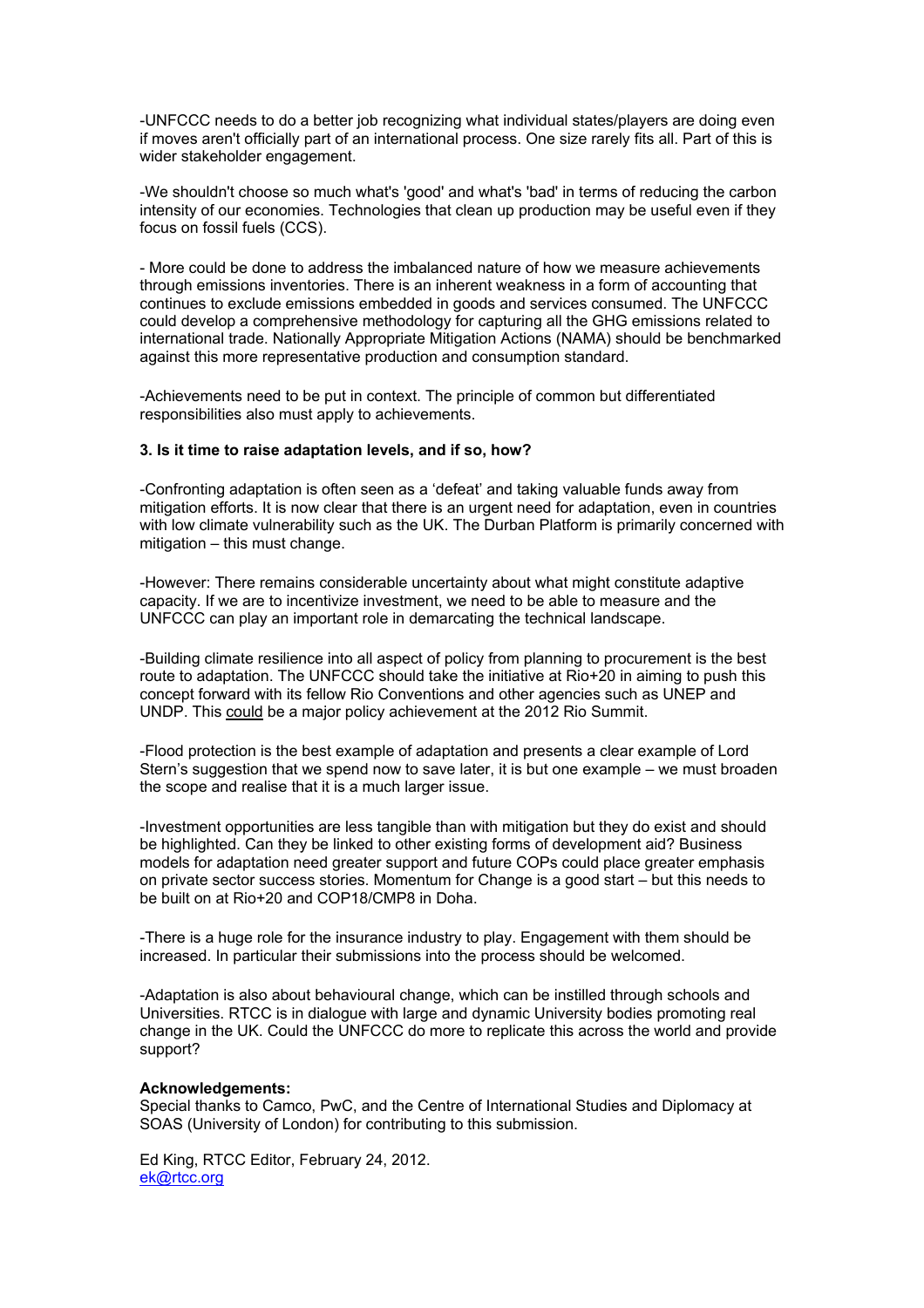-UNFCCC needs to do a better job recognizing what individual states/players are doing even if moves aren't officially part of an international process. One size rarely fits all. Part of this is wider stakeholder engagement.

-We shouldn't choose so much what's 'good' and what's 'bad' in terms of reducing the carbon intensity of our economies. Technologies that clean up production may be useful even if they focus on fossil fuels (CCS).

- More could be done to address the imbalanced nature of how we measure achievements through emissions inventories. There is an inherent weakness in a form of accounting that continues to exclude emissions embedded in goods and services consumed. The UNFCCC could develop a comprehensive methodology for capturing all the GHG emissions related to international trade. Nationally Appropriate Mitigation Actions (NAMA) should be benchmarked against this more representative production and consumption standard.

-Achievements need to be put in context. The principle of common but differentiated responsibilities also must apply to achievements.

**3. Is it time to raise adaptation levels, and if so, how?**

-Confronting adaptation is often seen as a 'defeat' and taking valuable funds away from mitigation efforts. It is now clear that there is an urgent need for adaptation, even in countries with low climate vulnerability such as the UK. The Durban Platform is primarily concerned with mitigation – this must change.

-However: There remains considerable uncertainty about what might constitute adaptive capacity. If we are to incentivize investment, we need to be able to measure and the UNFCCC can play an important role in demarcating the technical landscape.

-Building climate resilience into all aspect of policy from planning to procurement is the best route to adaptation. The UNFCCC should take the initiative at Rio+20 in aiming to push this concept forward with its fellow Rio Conventions and other agencies such as UNEP and UNDP. This could be a major policy achievement at the 2012 Rio Summit.

-Flood protection is the best example of adaptation and presents a clear example of Lord Stern's suggestion that we spend now to save later, it is but one example – we must broaden the scope and realise that it is a much larger issue.

-Investment opportunities are less tangible than with mitigation but they do exist and should be highlighted. Can they be linked to other existing forms of development aid? Business models for adaptation need greater support and future COPs could place greater emphasis on private sector success stories. Momentum for Change is a good start – but this needs to be built on at Rio+20 and COP18/CMP8 in Doha.

-There is a huge role for the insurance industry to play. Engagement with them should be increased. In particular their submissions into the process should be welcomed.

-Adaptation is also about behavioural change, which can be instilled through schools and Universities. RTCC is in dialogue with large and dynamic University bodies promoting real change in the UK. Could the UNFCCC do more to replicate this across the world and provide support?

**Acknowledgements:**
Special thanks to Camco, PwC, and the Centre of International Studies and Diplomacy at SOAS (University of London) for contributing to this submission.

Ed King, RTCC Editor, February 24, 2012.
ek@rtcc.org